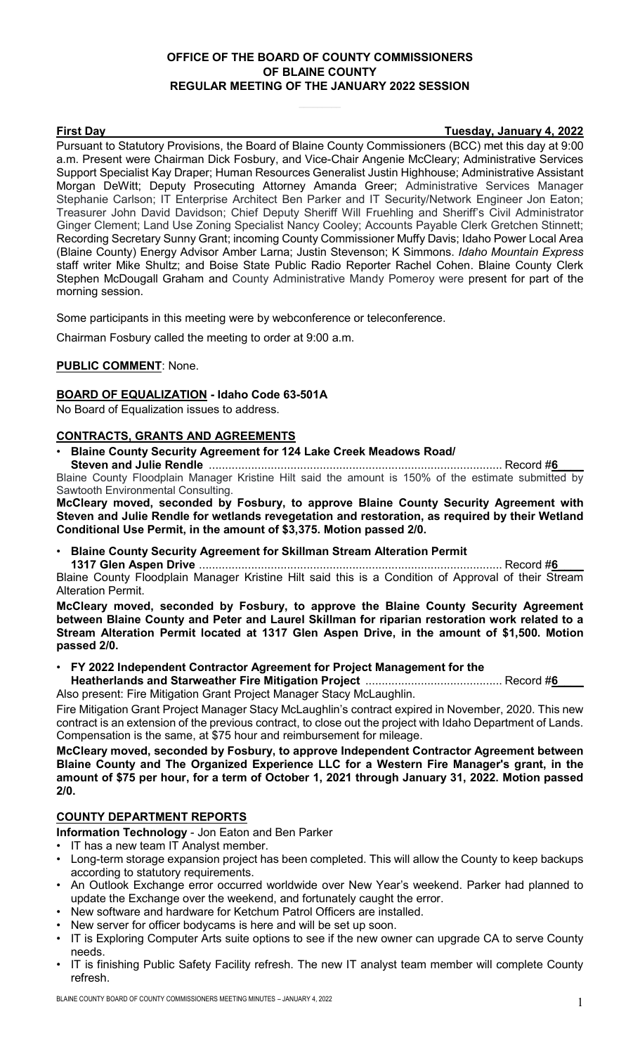**OFFICE OF THE BOARD OF COUNTY COMMISSIONERS**
**OF BLAINE COUNTY**
**REGULAR MEETING OF THE JANUARY 2022 SESSION**

**First Day** **Tuesday, January 4, 2022**

Pursuant to Statutory Provisions, the Board of Blaine County Commissioners (BCC) met this day at 9:00 a.m. Present were Chairman Dick Fosbury, and Vice-Chair Angenie McCleary; Administrative Services Support Specialist Kay Draper; Human Resources Generalist Justin Highhouse; Administrative Assistant Morgan DeWitt; Deputy Prosecuting Attorney Amanda Greer; Administrative Services Manager Stephanie Carlson; IT Enterprise Architect Ben Parker and IT Security/Network Engineer Jon Eaton; Treasurer John David Davidson; Chief Deputy Sheriff Will Fruehling and Sheriff's Civil Administrator Ginger Clement; Land Use Zoning Specialist Nancy Cooley; Accounts Payable Clerk Gretchen Stinnett; Recording Secretary Sunny Grant; incoming County Commissioner Muffy Davis; Idaho Power Local Area (Blaine County) Energy Advisor Amber Larna; Justin Stevenson; K Simmons. *Idaho Mountain Express* staff writer Mike Shultz; and Boise State Public Radio Reporter Rachel Cohen. Blaine County Clerk Stephen McDougall Graham and County Administrative Mandy Pomeroy were present for part of the morning session.

Some participants in this meeting were by webconference or teleconference.

Chairman Fosbury called the meeting to order at 9:00 a.m.

**PUBLIC COMMENT**: None.

**BOARD OF EQUALIZATION - Idaho Code 63-501A**

No Board of Equalization issues to address.

**CONTRACTS, GRANTS AND AGREEMENTS**

- **Blaine County Security Agreement for 124 Lake Creek Meadows Road/ Steven and Julie Rendle** ......................................................................................... Record #**6**

Blaine County Floodplain Manager Kristine Hilt said the amount is 150% of the estimate submitted by Sawtooth Environmental Consulting.

**McCleary moved, seconded by Fosbury, to approve Blaine County Security Agreement with Steven and Julie Rendle for wetlands revegetation and restoration, as required by their Wetland Conditional Use Permit, in the amount of $3,375. Motion passed 2/0.**

- **Blaine County Security Agreement for Skillman Stream Alteration Permit 1317 Glen Aspen Drive** ............................................................................................ Record #**6**

Blaine County Floodplain Manager Kristine Hilt said this is a Condition of Approval of their Stream Alteration Permit.

**McCleary moved, seconded by Fosbury, to approve the Blaine County Security Agreement between Blaine County and Peter and Laurel Skillman for riparian restoration work related to a Stream Alteration Permit located at 1317 Glen Aspen Drive, in the amount of $1,500. Motion passed 2/0.**

- **FY 2022 Independent Contractor Agreement for Project Management for the Heatherlands and Starweather Fire Mitigation Project** .......................................... Record #**6**

Also present: Fire Mitigation Grant Project Manager Stacy McLaughlin.

Fire Mitigation Grant Project Manager Stacy McLaughlin's contract expired in November, 2020. This new contract is an extension of the previous contract, to close out the project with Idaho Department of Lands. Compensation is the same, at $75 hour and reimbursement for mileage.

**McCleary moved, seconded by Fosbury, to approve Independent Contractor Agreement between Blaine County and The Organized Experience LLC for a Western Fire Manager's grant, in the amount of $75 per hour, for a term of October 1, 2021 through January 31, 2022. Motion passed 2/0.**

**COUNTY DEPARTMENT REPORTS**

**Information Technology** - Jon Eaton and Ben Parker

- IT has a new team IT Analyst member.
- Long-term storage expansion project has been completed. This will allow the County to keep backups according to statutory requirements.
- An Outlook Exchange error occurred worldwide over New Year's weekend. Parker had planned to update the Exchange over the weekend, and fortunately caught the error.
- New software and hardware for Ketchum Patrol Officers are installed.
- New server for officer bodycams is here and will be set up soon.
- IT is Exploring Computer Arts suite options to see if the new owner can upgrade CA to serve County needs.
- IT is finishing Public Safety Facility refresh. The new IT analyst team member will complete County refresh.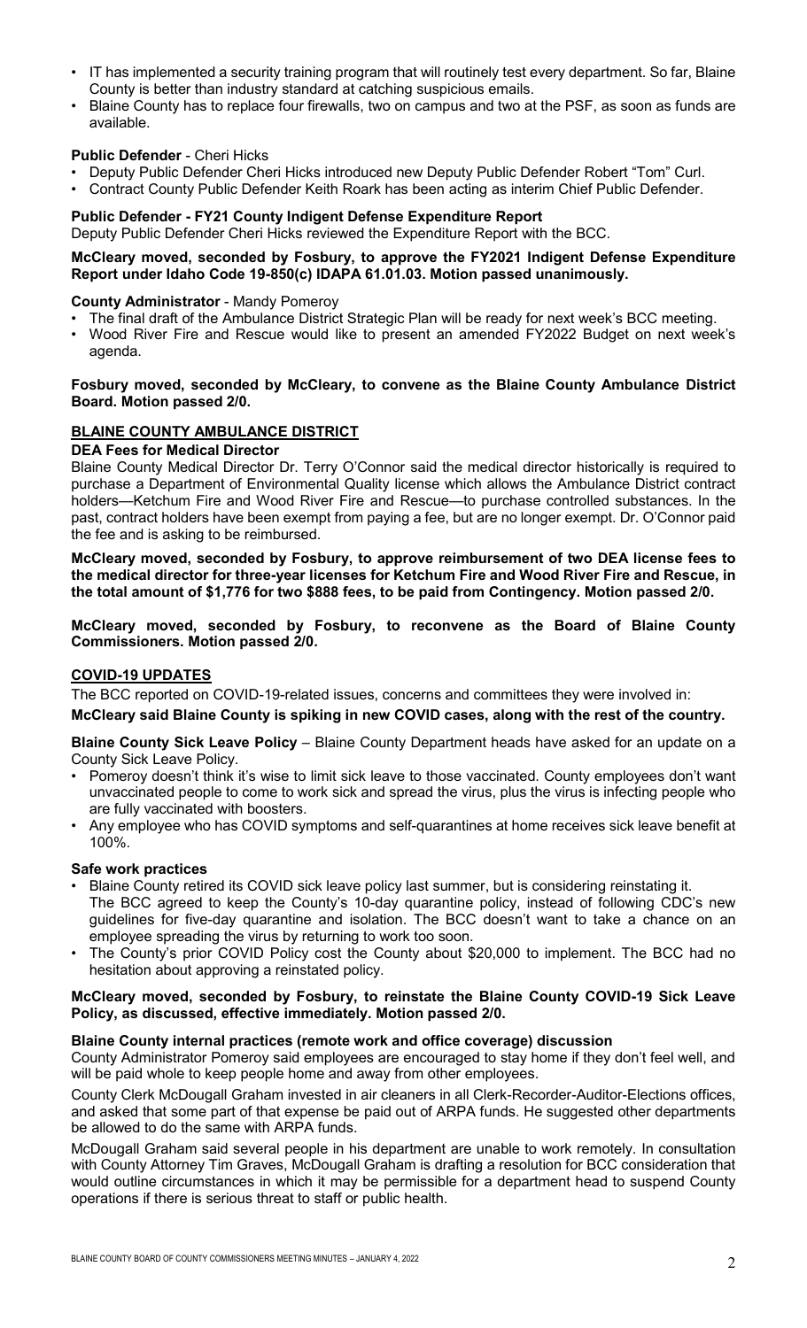- IT has implemented a security training program that will routinely test every department. So far, Blaine County is better than industry standard at catching suspicious emails.
- Blaine County has to replace four firewalls, two on campus and two at the PSF, as soon as funds are available.

**Public Defender** - Cheri Hicks

- Deputy Public Defender Cheri Hicks introduced new Deputy Public Defender Robert "Tom" Curl.
- Contract County Public Defender Keith Roark has been acting as interim Chief Public Defender.

**Public Defender - FY21 County Indigent Defense Expenditure Report**

Deputy Public Defender Cheri Hicks reviewed the Expenditure Report with the BCC.

**McCleary moved, seconded by Fosbury, to approve the FY2021 Indigent Defense Expenditure Report under Idaho Code 19-850(c) IDAPA 61.01.03. Motion passed unanimously.**

**County Administrator** - Mandy Pomeroy

- The final draft of the Ambulance District Strategic Plan will be ready for next week's BCC meeting.
- Wood River Fire and Rescue would like to present an amended FY2022 Budget on next week's agenda.

**Fosbury moved, seconded by McCleary, to convene as the Blaine County Ambulance District Board. Motion passed 2/0.**

## BLAINE COUNTY AMBULANCE DISTRICT

**DEA Fees for Medical Director**

Blaine County Medical Director Dr. Terry O'Connor said the medical director historically is required to purchase a Department of Environmental Quality license which allows the Ambulance District contract holders—Ketchum Fire and Wood River Fire and Rescue—to purchase controlled substances. In the past, contract holders have been exempt from paying a fee, but are no longer exempt. Dr. O'Connor paid the fee and is asking to be reimbursed.

**McCleary moved, seconded by Fosbury, to approve reimbursement of two DEA license fees to the medical director for three-year licenses for Ketchum Fire and Wood River Fire and Rescue, in the total amount of $1,776 for two $888 fees, to be paid from Contingency. Motion passed 2/0.**

**McCleary moved, seconded by Fosbury, to reconvene as the Board of Blaine County Commissioners. Motion passed 2/0.**

## COVID-19 UPDATES

The BCC reported on COVID-19-related issues, concerns and committees they were involved in:

**McCleary said Blaine County is spiking in new COVID cases, along with the rest of the country.**

**Blaine County Sick Leave Policy** – Blaine County Department heads have asked for an update on a County Sick Leave Policy.

- Pomeroy doesn't think it's wise to limit sick leave to those vaccinated. County employees don't want unvaccinated people to come to work sick and spread the virus, plus the virus is infecting people who are fully vaccinated with boosters.
- Any employee who has COVID symptoms and self-quarantines at home receives sick leave benefit at 100%.

**Safe work practices**

- Blaine County retired its COVID sick leave policy last summer, but is considering reinstating it. The BCC agreed to keep the County's 10-day quarantine policy, instead of following CDC's new guidelines for five-day quarantine and isolation. The BCC doesn't want to take a chance on an employee spreading the virus by returning to work too soon.
- The County's prior COVID Policy cost the County about $20,000 to implement. The BCC had no hesitation about approving a reinstated policy.

**McCleary moved, seconded by Fosbury, to reinstate the Blaine County COVID-19 Sick Leave Policy, as discussed, effective immediately. Motion passed 2/0.**

**Blaine County internal practices (remote work and office coverage) discussion**

County Administrator Pomeroy said employees are encouraged to stay home if they don't feel well, and will be paid whole to keep people home and away from other employees.

County Clerk McDougall Graham invested in air cleaners in all Clerk-Recorder-Auditor-Elections offices, and asked that some part of that expense be paid out of ARPA funds. He suggested other departments be allowed to do the same with ARPA funds.

McDougall Graham said several people in his department are unable to work remotely. In consultation with County Attorney Tim Graves, McDougall Graham is drafting a resolution for BCC consideration that would outline circumstances in which it may be permissible for a department head to suspend County operations if there is serious threat to staff or public health.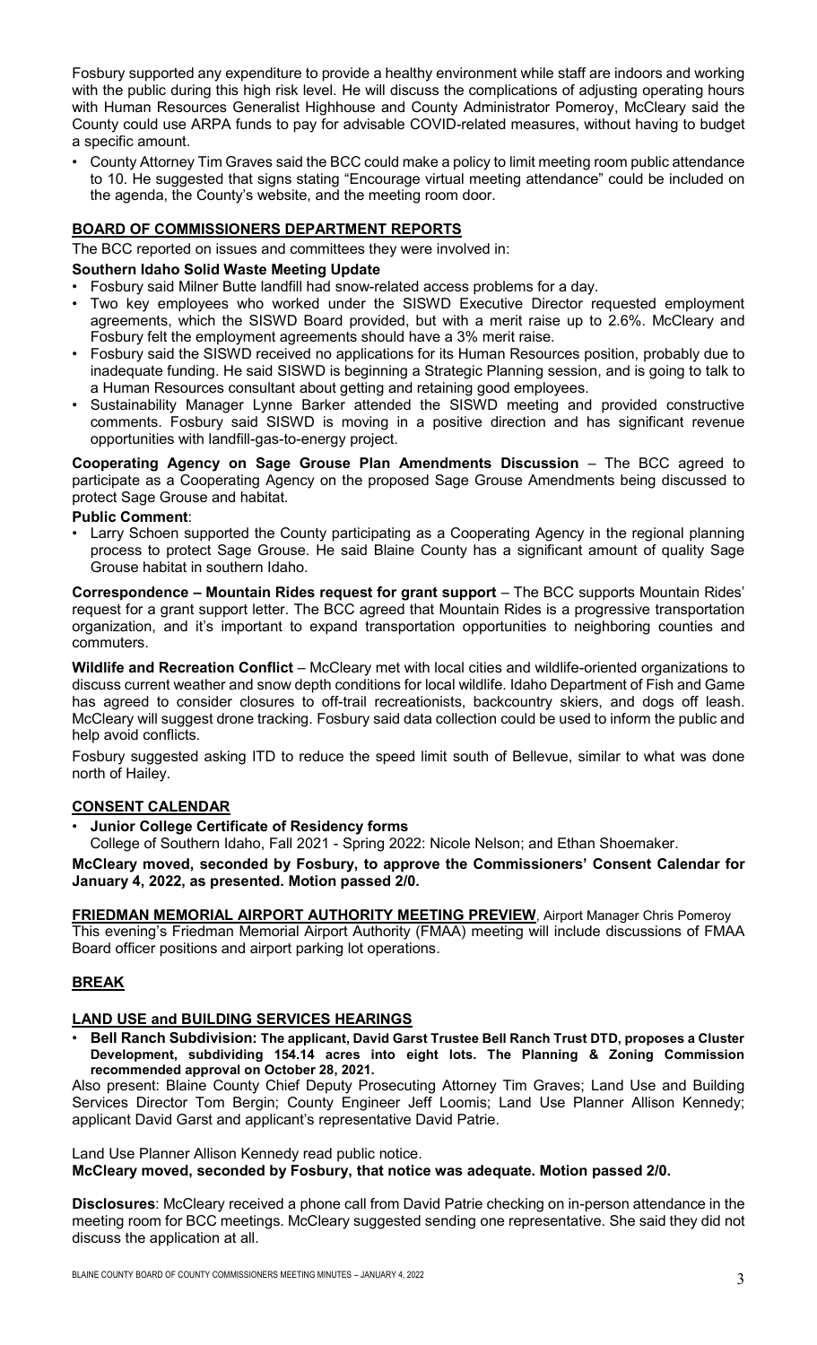Fosbury supported any expenditure to provide a healthy environment while staff are indoors and working with the public during this high risk level. He will discuss the complications of adjusting operating hours with Human Resources Generalist Highhouse and County Administrator Pomeroy, McCleary said the County could use ARPA funds to pay for advisable COVID-related measures, without having to budget a specific amount.

- County Attorney Tim Graves said the BCC could make a policy to limit meeting room public attendance to 10. He suggested that signs stating "Encourage virtual meeting attendance" could be included on the agenda, the County's website, and the meeting room door.

## BOARD OF COMMISSIONERS DEPARTMENT REPORTS

The BCC reported on issues and committees they were involved in:

### Southern Idaho Solid Waste Meeting Update

- Fosbury said Milner Butte landfill had snow-related access problems for a day.
- Two key employees who worked under the SISWD Executive Director requested employment agreements, which the SISWD Board provided, but with a merit raise up to 2.6%. McCleary and Fosbury felt the employment agreements should have a 3% merit raise.
- Fosbury said the SISWD received no applications for its Human Resources position, probably due to inadequate funding. He said SISWD is beginning a Strategic Planning session, and is going to talk to a Human Resources consultant about getting and retaining good employees.
- Sustainability Manager Lynne Barker attended the SISWD meeting and provided constructive comments. Fosbury said SISWD is moving in a positive direction and has significant revenue opportunities with landfill-gas-to-energy project.

**Cooperating Agency on Sage Grouse Plan Amendments Discussion** – The BCC agreed to participate as a Cooperating Agency on the proposed Sage Grouse Amendments being discussed to protect Sage Grouse and habitat.

**Public Comment**:

- Larry Schoen supported the County participating as a Cooperating Agency in the regional planning process to protect Sage Grouse. He said Blaine County has a significant amount of quality Sage Grouse habitat in southern Idaho.

**Correspondence – Mountain Rides request for grant support** – The BCC supports Mountain Rides' request for a grant support letter. The BCC agreed that Mountain Rides is a progressive transportation organization, and it's important to expand transportation opportunities to neighboring counties and commuters.

**Wildlife and Recreation Conflict** – McCleary met with local cities and wildlife-oriented organizations to discuss current weather and snow depth conditions for local wildlife. Idaho Department of Fish and Game has agreed to consider closures to off-trail recreationists, backcountry skiers, and dogs off leash. McCleary will suggest drone tracking. Fosbury said data collection could be used to inform the public and help avoid conflicts.

Fosbury suggested asking ITD to reduce the speed limit south of Bellevue, similar to what was done north of Hailey.

## CONSENT CALENDAR

- **Junior College Certificate of Residency forms**
  College of Southern Idaho, Fall 2021 - Spring 2022: Nicole Nelson; and Ethan Shoemaker.

**McCleary moved, seconded by Fosbury, to approve the Commissioners' Consent Calendar for January 4, 2022, as presented. Motion passed 2/0.**

**FRIEDMAN MEMORIAL AIRPORT AUTHORITY MEETING PREVIEW**, Airport Manager Chris Pomeroy

This evening's Friedman Memorial Airport Authority (FMAA) meeting will include discussions of FMAA Board officer positions and airport parking lot operations.

## BREAK

## LAND USE and BUILDING SERVICES HEARINGS

- **Bell Ranch Subdivision: The applicant, David Garst Trustee Bell Ranch Trust DTD, proposes a Cluster Development, subdividing 154.14 acres into eight lots. The Planning & Zoning Commission recommended approval on October 28, 2021.**

Also present: Blaine County Chief Deputy Prosecuting Attorney Tim Graves; Land Use and Building Services Director Tom Bergin; County Engineer Jeff Loomis; Land Use Planner Allison Kennedy; applicant David Garst and applicant's representative David Patrie.

Land Use Planner Allison Kennedy read public notice.

**McCleary moved, seconded by Fosbury, that notice was adequate. Motion passed 2/0.**

**Disclosures**: McCleary received a phone call from David Patrie checking on in-person attendance in the meeting room for BCC meetings. McCleary suggested sending one representative. She said they did not discuss the application at all.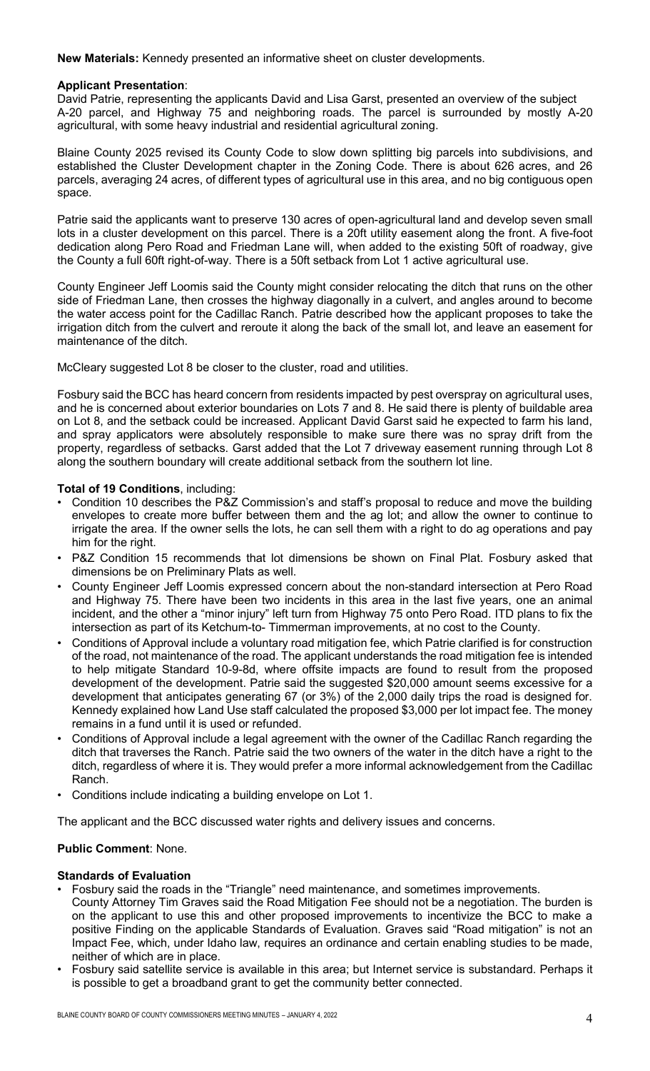**New Materials:** Kennedy presented an informative sheet on cluster developments.

**Applicant Presentation**:
David Patrie, representing the applicants David and Lisa Garst, presented an overview of the subject A-20 parcel, and Highway 75 and neighboring roads. The parcel is surrounded by mostly A-20 agricultural, with some heavy industrial and residential agricultural zoning.

Blaine County 2025 revised its County Code to slow down splitting big parcels into subdivisions, and established the Cluster Development chapter in the Zoning Code. There is about 626 acres, and 26 parcels, averaging 24 acres, of different types of agricultural use in this area, and no big contiguous open space.

Patrie said the applicants want to preserve 130 acres of open-agricultural land and develop seven small lots in a cluster development on this parcel. There is a 20ft utility easement along the front. A five-foot dedication along Pero Road and Friedman Lane will, when added to the existing 50ft of roadway, give the County a full 60ft right-of-way. There is a 50ft setback from Lot 1 active agricultural use.

County Engineer Jeff Loomis said the County might consider relocating the ditch that runs on the other side of Friedman Lane, then crosses the highway diagonally in a culvert, and angles around to become the water access point for the Cadillac Ranch. Patrie described how the applicant proposes to take the irrigation ditch from the culvert and reroute it along the back of the small lot, and leave an easement for maintenance of the ditch.

McCleary suggested Lot 8 be closer to the cluster, road and utilities.

Fosbury said the BCC has heard concern from residents impacted by pest overspray on agricultural uses, and he is concerned about exterior boundaries on Lots 7 and 8. He said there is plenty of buildable area on Lot 8, and the setback could be increased. Applicant David Garst said he expected to farm his land, and spray applicators were absolutely responsible to make sure there was no spray drift from the property, regardless of setbacks. Garst added that the Lot 7 driveway easement running through Lot 8 along the southern boundary will create additional setback from the southern lot line.

**Total of 19 Conditions**, including:

- Condition 10 describes the P&Z Commission's and staff's proposal to reduce and move the building envelopes to create more buffer between them and the ag lot; and allow the owner to continue to irrigate the area. If the owner sells the lots, he can sell them with a right to do ag operations and pay him for the right.
- P&Z Condition 15 recommends that lot dimensions be shown on Final Plat. Fosbury asked that dimensions be on Preliminary Plats as well.
- County Engineer Jeff Loomis expressed concern about the non-standard intersection at Pero Road and Highway 75. There have been two incidents in this area in the last five years, one an animal incident, and the other a "minor injury" left turn from Highway 75 onto Pero Road. ITD plans to fix the intersection as part of its Ketchum-to- Timmerman improvements, at no cost to the County.
- Conditions of Approval include a voluntary road mitigation fee, which Patrie clarified is for construction of the road, not maintenance of the road. The applicant understands the road mitigation fee is intended to help mitigate Standard 10-9-8d, where offsite impacts are found to result from the proposed development of the development. Patrie said the suggested $20,000 amount seems excessive for a development that anticipates generating 67 (or 3%) of the 2,000 daily trips the road is designed for. Kennedy explained how Land Use staff calculated the proposed $3,000 per lot impact fee. The money remains in a fund until it is used or refunded.
- Conditions of Approval include a legal agreement with the owner of the Cadillac Ranch regarding the ditch that traverses the Ranch. Patrie said the two owners of the water in the ditch have a right to the ditch, regardless of where it is. They would prefer a more informal acknowledgement from the Cadillac Ranch.
- Conditions include indicating a building envelope on Lot 1.

The applicant and the BCC discussed water rights and delivery issues and concerns.

**Public Comment**: None.

**Standards of Evaluation**

- Fosbury said the roads in the "Triangle" need maintenance, and sometimes improvements.
  County Attorney Tim Graves said the Road Mitigation Fee should not be a negotiation. The burden is on the applicant to use this and other proposed improvements to incentivize the BCC to make a positive Finding on the applicable Standards of Evaluation. Graves said "Road mitigation" is not an Impact Fee, which, under Idaho law, requires an ordinance and certain enabling studies to be made, neither of which are in place.
- Fosbury said satellite service is available in this area; but Internet service is substandard. Perhaps it is possible to get a broadband grant to get the community better connected.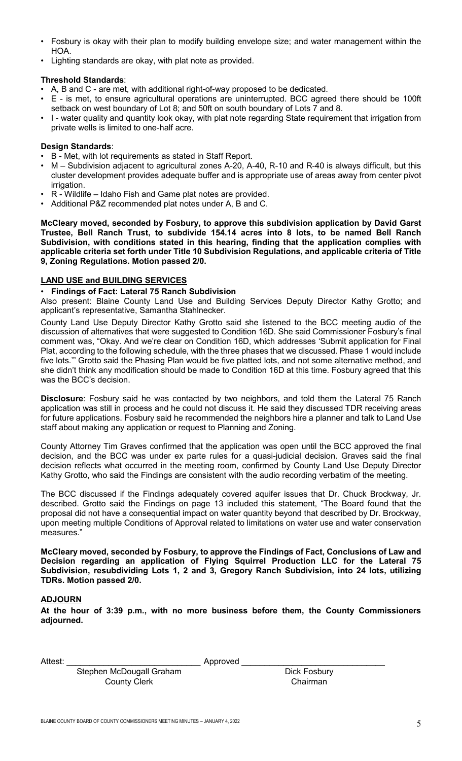- Fosbury is okay with their plan to modify building envelope size; and water management within the HOA.
- Lighting standards are okay, with plat note as provided.

**Threshold Standards**:

- A, B and C - are met, with additional right-of-way proposed to be dedicated.
- E - is met, to ensure agricultural operations are uninterrupted. BCC agreed there should be 100ft setback on west boundary of Lot 8; and 50ft on south boundary of Lots 7 and 8.
- I - water quality and quantity look okay, with plat note regarding State requirement that irrigation from private wells is limited to one-half acre.

**Design Standards**:

- B - Met, with lot requirements as stated in Staff Report.
- M – Subdivision adjacent to agricultural zones A-20, A-40, R-10 and R-40 is always difficult, but this cluster development provides adequate buffer and is appropriate use of areas away from center pivot irrigation.
- R - Wildlife – Idaho Fish and Game plat notes are provided.
- Additional P&Z recommended plat notes under A, B and C.

**McCleary moved, seconded by Fosbury, to approve this subdivision application by David Garst Trustee, Bell Ranch Trust, to subdivide 154.14 acres into 8 lots, to be named Bell Ranch Subdivision, with conditions stated in this hearing, finding that the application complies with applicable criteria set forth under Title 10 Subdivision Regulations, and applicable criteria of Title 9, Zoning Regulations. Motion passed 2/0.**

## LAND USE and BUILDING SERVICES

- **Findings of Fact: Lateral 75 Ranch Subdivision**

Also present: Blaine County Land Use and Building Services Deputy Director Kathy Grotto; and applicant's representative, Samantha Stahlnecker.

County Land Use Deputy Director Kathy Grotto said she listened to the BCC meeting audio of the discussion of alternatives that were suggested to Condition 16D. She said Commissioner Fosbury's final comment was, "Okay. And we're clear on Condition 16D, which addresses 'Submit application for Final Plat, according to the following schedule, with the three phases that we discussed. Phase 1 would include five lots.'" Grotto said the Phasing Plan would be five platted lots, and not some alternative method, and she didn't think any modification should be made to Condition 16D at this time. Fosbury agreed that this was the BCC's decision.

**Disclosure**: Fosbury said he was contacted by two neighbors, and told them the Lateral 75 Ranch application was still in process and he could not discuss it. He said they discussed TDR receiving areas for future applications. Fosbury said he recommended the neighbors hire a planner and talk to Land Use staff about making any application or request to Planning and Zoning.

County Attorney Tim Graves confirmed that the application was open until the BCC approved the final decision, and the BCC was under ex parte rules for a quasi-judicial decision. Graves said the final decision reflects what occurred in the meeting room, confirmed by County Land Use Deputy Director Kathy Grotto, who said the Findings are consistent with the audio recording verbatim of the meeting.

The BCC discussed if the Findings adequately covered aquifer issues that Dr. Chuck Brockway, Jr. described. Grotto said the Findings on page 13 included this statement, "The Board found that the proposal did not have a consequential impact on water quantity beyond that described by Dr. Brockway, upon meeting multiple Conditions of Approval related to limitations on water use and water conservation measures."

**McCleary moved, seconded by Fosbury, to approve the Findings of Fact, Conclusions of Law and Decision regarding an application of Flying Squirrel Production LLC for the Lateral 75 Subdivision, resubdividing Lots 1, 2 and 3, Gregory Ranch Subdivision, into 24 lots, utilizing TDRs. Motion passed 2/0.**

## ADJOURN

**At the hour of 3:39 p.m., with no more business before them, the County Commissioners adjourned.**

Attest: ____________________________ Approved ______________________________

Stephen McDougall Graham
County Clerk

Dick Fosbury
Chairman